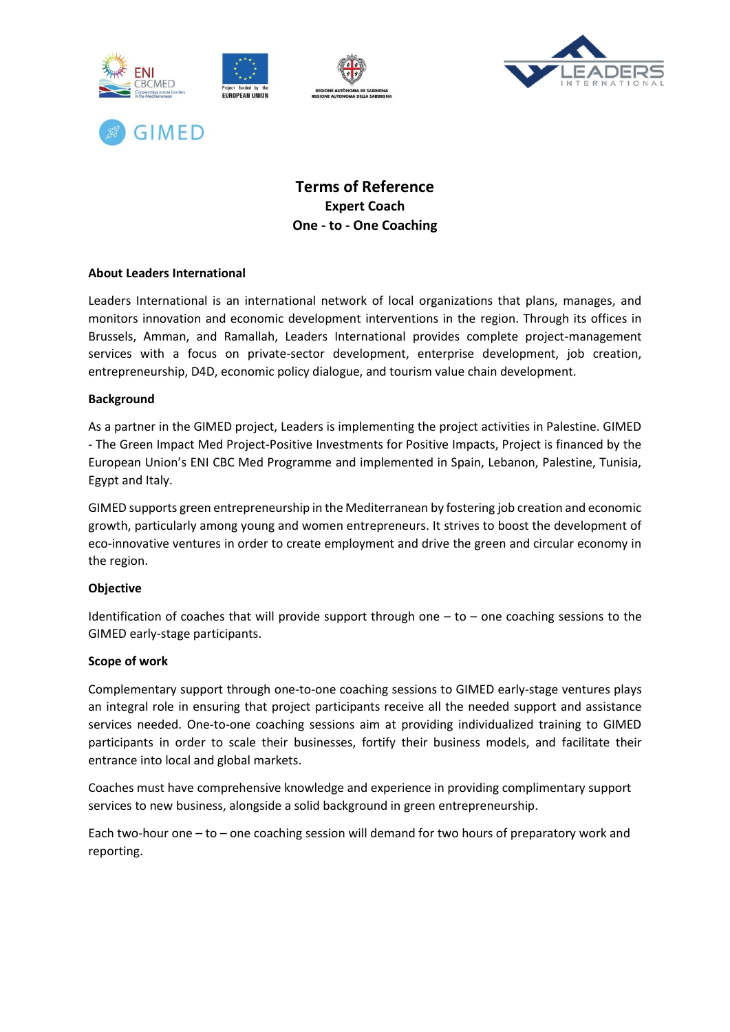# Terms of Reference
## Expert Coach
## One - to - One Coaching

**About Leaders International**

Leaders International is an international network of local organizations that plans, manages, and monitors innovation and economic development interventions in the region. Through its offices in Brussels, Amman, and Ramallah, Leaders International provides complete project-management services with a focus on private-sector development, enterprise development, job creation, entrepreneurship, D4D, economic policy dialogue, and tourism value chain development.

**Background**

As a partner in the GIMED project, Leaders is implementing the project activities in Palestine. GIMED - The Green Impact Med Project-Positive Investments for Positive Impacts, Project is financed by the European Union's ENI CBC Med Programme and implemented in Spain, Lebanon, Palestine, Tunisia, Egypt and Italy.

GIMED supports green entrepreneurship in the Mediterranean by fostering job creation and economic growth, particularly among young and women entrepreneurs. It strives to boost the development of eco-innovative ventures in order to create employment and drive the green and circular economy in the region.

**Objective**

Identification of coaches that will provide support through one – to – one coaching sessions to the GIMED early-stage participants.

**Scope of work**

Complementary support through one-to-one coaching sessions to GIMED early-stage ventures plays an integral role in ensuring that project participants receive all the needed support and assistance services needed. One-to-one coaching sessions aim at providing individualized training to GIMED participants in order to scale their businesses, fortify their business models, and facilitate their entrance into local and global markets.

Coaches must have comprehensive knowledge and experience in providing complimentary support services to new business, alongside a solid background in green entrepreneurship.

Each two-hour one – to – one coaching session will demand for two hours of preparatory work and reporting.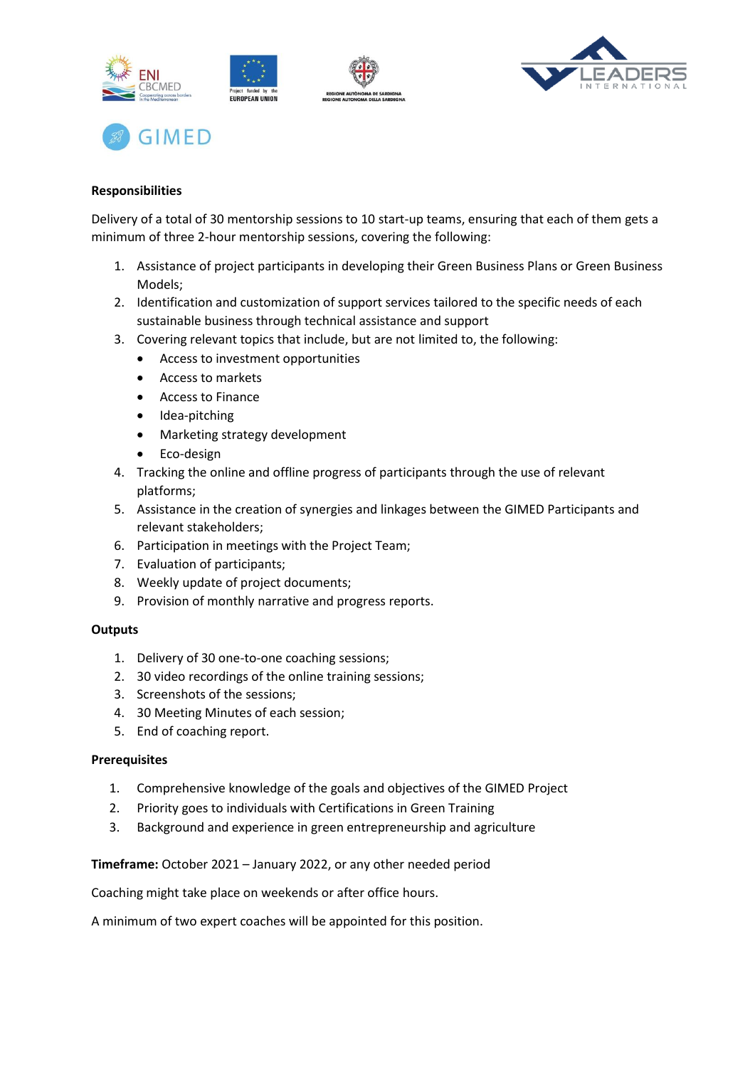**Responsibilities**

Delivery of a total of 30 mentorship sessions to 10 start-up teams, ensuring that each of them gets a minimum of three 2-hour mentorship sessions, covering the following:

1. Assistance of project participants in developing their Green Business Plans or Green Business Models;
2. Identification and customization of support services tailored to the specific needs of each sustainable business through technical assistance and support
3. Covering relevant topics that include, but are not limited to, the following:
   - Access to investment opportunities
   - Access to markets
   - Access to Finance
   - Idea-pitching
   - Marketing strategy development
   - Eco-design
4. Tracking the online and offline progress of participants through the use of relevant platforms;
5. Assistance in the creation of synergies and linkages between the GIMED Participants and relevant stakeholders;
6. Participation in meetings with the Project Team;
7. Evaluation of participants;
8. Weekly update of project documents;
9. Provision of monthly narrative and progress reports.

**Outputs**

1. Delivery of 30 one-to-one coaching sessions;
2. 30 video recordings of the online training sessions;
3. Screenshots of the sessions;
4. 30 Meeting Minutes of each session;
5. End of coaching report.

**Prerequisites**

1. Comprehensive knowledge of the goals and objectives of the GIMED Project
2. Priority goes to individuals with Certifications in Green Training
3. Background and experience in green entrepreneurship and agriculture

**Timeframe:** October 2021 – January 2022, or any other needed period

Coaching might take place on weekends or after office hours.

A minimum of two expert coaches will be appointed for this position.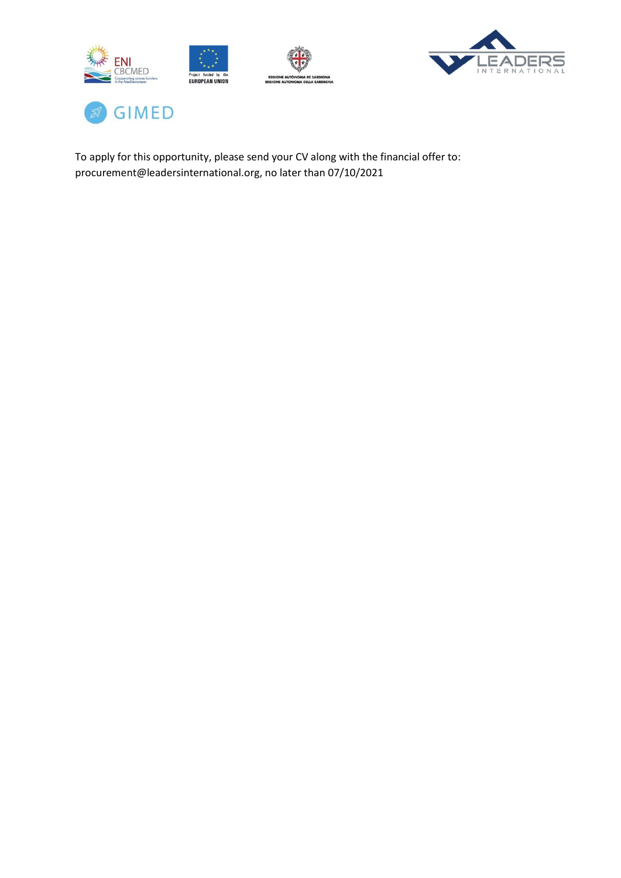To apply for this opportunity, please send your CV along with the financial offer to: procurement@leadersinternational.org, no later than 07/10/2021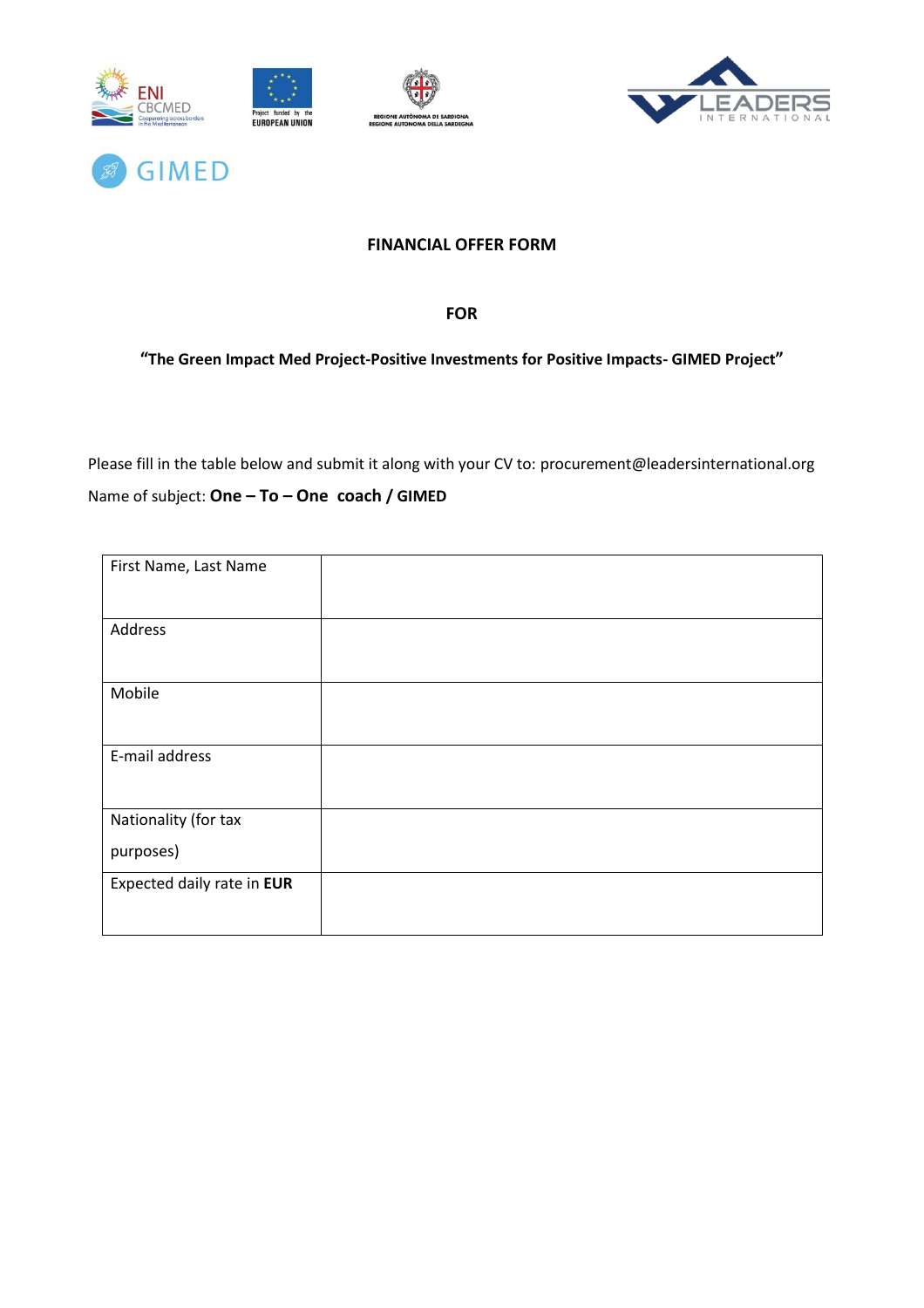GIMED

**FINANCIAL OFFER FORM**

**FOR**

**"The Green Impact Med Project-Positive Investments for Positive Impacts- GIMED Project"**

Please fill in the table below and submit it along with your CV to: procurement@leadersinternational.org

Name of subject: **One – To – One coach / GIMED**

| | |
|---|---|
| First Name, Last Name | |
| Address | |
| Mobile | |
| E-mail address | |
| Nationality (for tax purposes) | |
| Expected daily rate in **EUR** | |